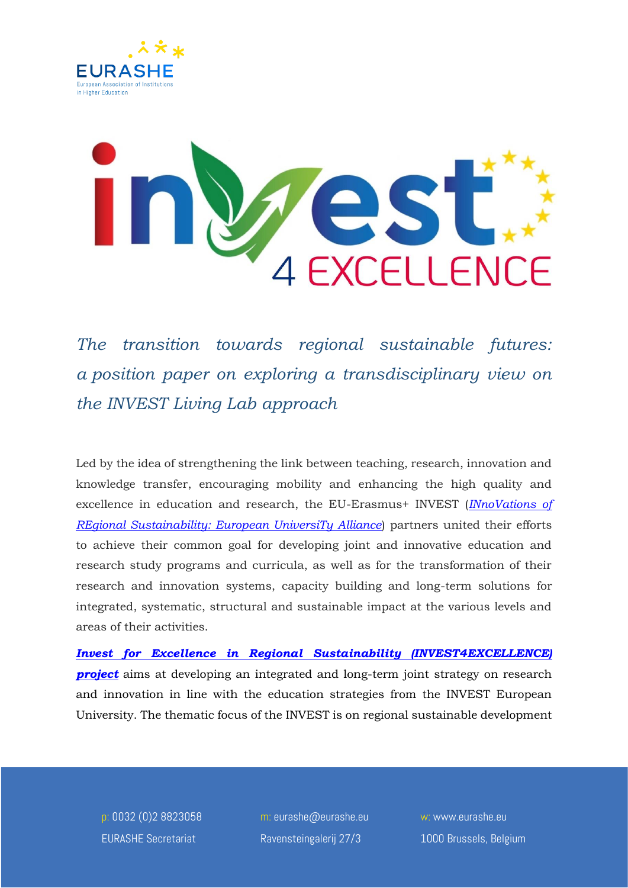# *The transition towards regional sustainable futures: a position paper on exploring a transdisciplinary view on the INVEST Living Lab approach*

Led by the idea of strengthening the link between teaching, research, innovation and knowledge transfer, encouraging mobility and enhancing the high quality and excellence in education and research, the EU-Erasmus+ INVEST (*INnoVations of REgional Sustainability: European UniversiTy Alliance*) partners united their efforts to achieve their common goal for developing joint and innovative education and research study programs and curricula, as well as for the transformation of their research and innovation systems, capacity building and long-term solutions for integrated, systematic, structural and sustainable impact at the various levels and areas of their activities.

***Invest for Excellence in Regional Sustainability (INVEST4EXCELLENCE) project*** aims at developing an integrated and long-term joint strategy on research and innovation in line with the education strategies from the INVEST European University. The thematic focus of the INVEST is on regional sustainable development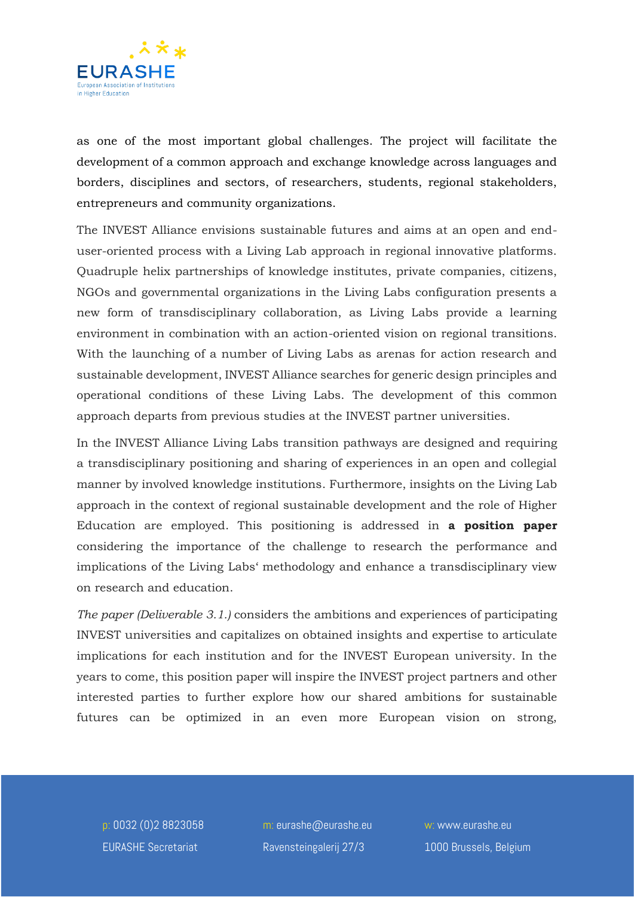as one of the most important global challenges. The project will facilitate the development of a common approach and exchange knowledge across languages and borders, disciplines and sectors, of researchers, students, regional stakeholders, entrepreneurs and community organizations.

The INVEST Alliance envisions sustainable futures and aims at an open and end-user-oriented process with a Living Lab approach in regional innovative platforms. Quadruple helix partnerships of knowledge institutes, private companies, citizens, NGOs and governmental organizations in the Living Labs configuration presents a new form of transdisciplinary collaboration, as Living Labs provide a learning environment in combination with an action-oriented vision on regional transitions. With the launching of a number of Living Labs as arenas for action research and sustainable development, INVEST Alliance searches for generic design principles and operational conditions of these Living Labs. The development of this common approach departs from previous studies at the INVEST partner universities.

In the INVEST Alliance Living Labs transition pathways are designed and requiring a transdisciplinary positioning and sharing of experiences in an open and collegial manner by involved knowledge institutions. Furthermore, insights on the Living Lab approach in the context of regional sustainable development and the role of Higher Education are employed. This positioning is addressed in **a position paper** considering the importance of the challenge to research the performance and implications of the Living Labs' methodology and enhance a transdisciplinary view on research and education.

*The paper (Deliverable 3.1.)* considers the ambitions and experiences of participating INVEST universities and capitalizes on obtained insights and expertise to articulate implications for each institution and for the INVEST European university. In the years to come, this position paper will inspire the INVEST project partners and other interested parties to further explore how our shared ambitions for sustainable futures can be optimized in an even more European vision on strong,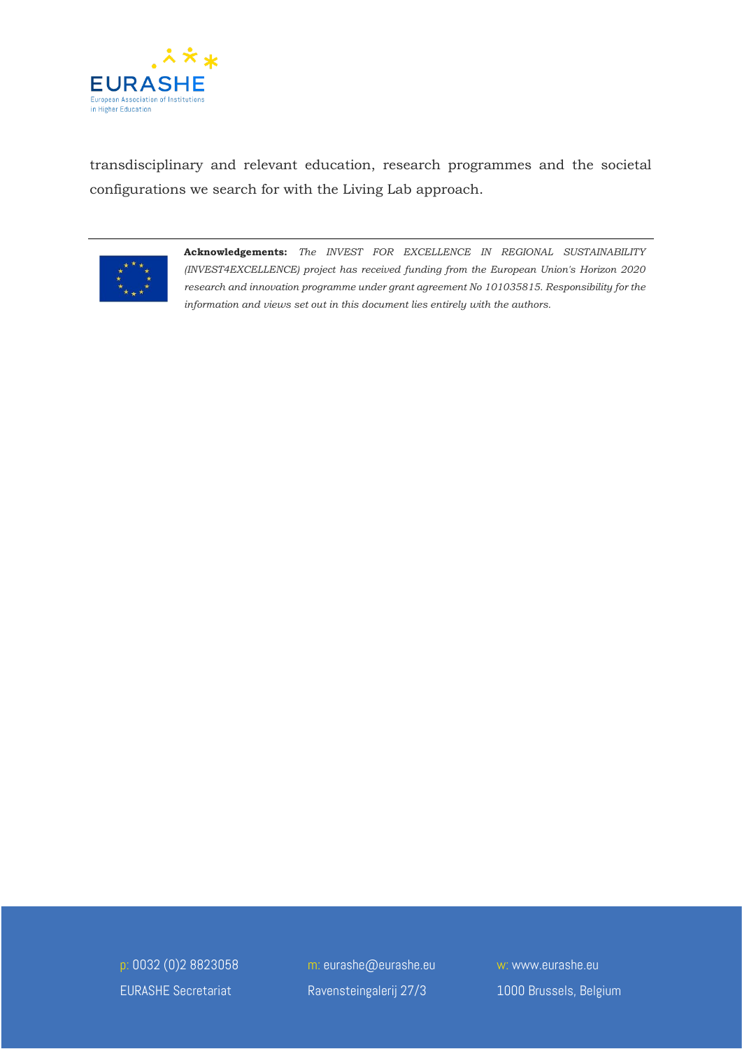transdisciplinary and relevant education, research programmes and the societal configurations we search for with the Living Lab approach.

---

**Acknowledgements:** *The INVEST FOR EXCELLENCE IN REGIONAL SUSTAINABILITY (INVEST4EXCELLENCE) project has received funding from the European Union's Horizon 2020 research and innovation programme under grant agreement No 101035815. Responsibility for the information and views set out in this document lies entirely with the authors.*